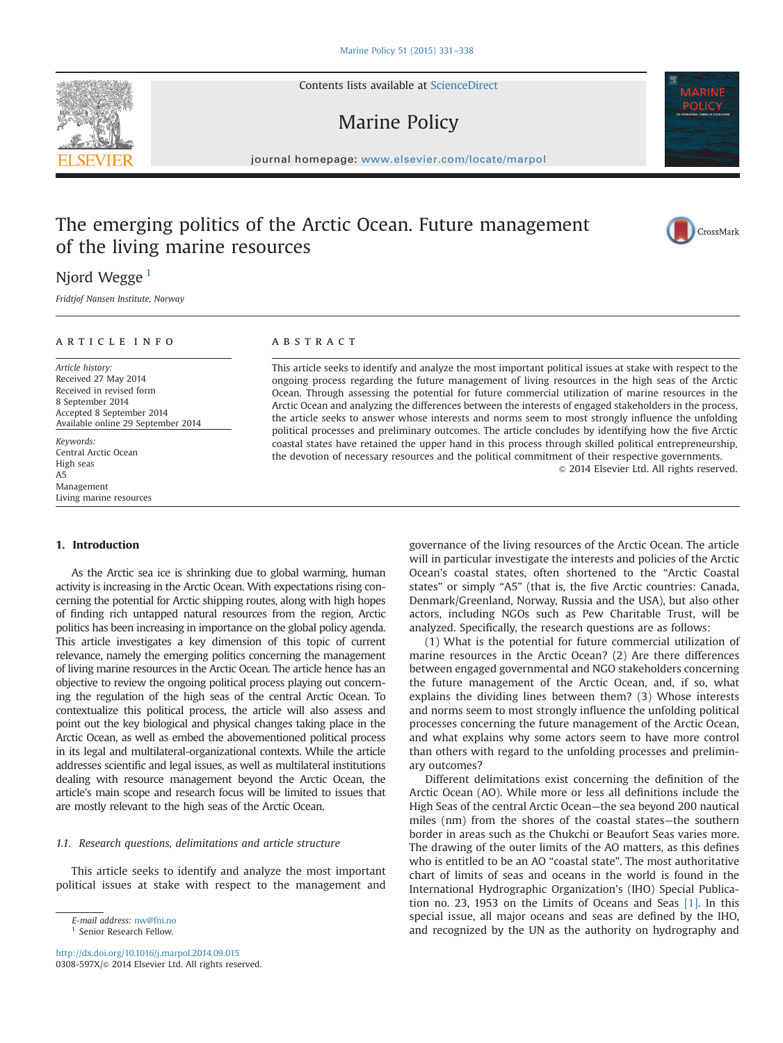# The emerging politics of the Arctic Ocean. Future management of the living marine resources

Njord Wegge [1]

*Fridtjof Nansen Institute, Norway*

## ARTICLE INFO

*Article history:*
Received 27 May 2014
Received in revised form
8 September 2014
Accepted 8 September 2014
Available online 29 September 2014

*Keywords:*
Central Arctic Ocean
High seas
A5
Management
Living marine resources

## ABSTRACT

This article seeks to identify and analyze the most important political issues at stake with respect to the ongoing process regarding the future management of living resources in the high seas of the Arctic Ocean. Through assessing the potential for future commercial utilization of marine resources in the Arctic Ocean and analyzing the differences between the interests of engaged stakeholders in the process, the article seeks to answer whose interests and norms seem to most strongly influence the unfolding political processes and preliminary outcomes. The article concludes by identifying how the five Arctic coastal states have retained the upper hand in this process through skilled political entrepreneurship, the devotion of necessary resources and the political commitment of their respective governments.

© 2014 Elsevier Ltd. All rights reserved.

## 1. Introduction

As the Arctic sea ice is shrinking due to global warming, human activity is increasing in the Arctic Ocean. With expectations rising concerning the potential for Arctic shipping routes, along with high hopes of finding rich untapped natural resources from the region, Arctic politics has been increasing in importance on the global policy agenda. This article investigates a key dimension of this topic of current relevance, namely the emerging politics concerning the management of living marine resources in the Arctic Ocean. The article hence has an objective to review the ongoing political process playing out concerning the regulation of the high seas of the central Arctic Ocean. To contextualize this political process, the article will also assess and point out the key biological and physical changes taking place in the Arctic Ocean, as well as embed the abovementioned political process in its legal and multilateral-organizational contexts. While the article addresses scientific and legal issues, as well as multilateral institutions dealing with resource management beyond the Arctic Ocean, the article's main scope and research focus will be limited to issues that are mostly relevant to the high seas of the Arctic Ocean.

### 1.1. Research questions, delimitations and article structure

This article seeks to identify and analyze the most important political issues at stake with respect to the management and governance of the living resources of the Arctic Ocean. The article will in particular investigate the interests and policies of the Arctic Ocean's coastal states, often shortened to the "Arctic Coastal states" or simply "A5" (that is, the five Arctic countries: Canada, Denmark/Greenland, Norway, Russia and the USA), but also other actors, including NGOs such as Pew Charitable Trust, will be analyzed. Specifically, the research questions are as follows:

(1) What is the potential for future commercial utilization of marine resources in the Arctic Ocean? (2) Are there differences between engaged governmental and NGO stakeholders concerning the future management of the Arctic Ocean, and, if so, what explains the dividing lines between them? (3) Whose interests and norms seem to most strongly influence the unfolding political processes concerning the future management of the Arctic Ocean, and what explains why some actors seem to have more control than others with regard to the unfolding processes and preliminary outcomes?

Different delimitations exist concerning the definition of the Arctic Ocean (AO). While more or less all definitions include the High Seas of the central Arctic Ocean—the sea beyond 200 nautical miles (nm) from the shores of the coastal states—the southern border in areas such as the Chukchi or Beaufort Seas varies more. The drawing of the outer limits of the AO matters, as this defines who is entitled to be an AO "coastal state". The most authoritative chart of limits of seas and oceans in the world is found in the International Hydrographic Organization's (IHO) Special Publication no. 23, 1953 on the Limits of Oceans and Seas [1]. In this special issue, all major oceans and seas are defined by the IHO, and recognized by the UN as the authority on hydrography and

E-mail address: nw@fni.no

[1] Senior Research Fellow.

http://dx.doi.org/10.1016/j.marpol.2014.09.015
0308-597X/© 2014 Elsevier Ltd. All rights reserved.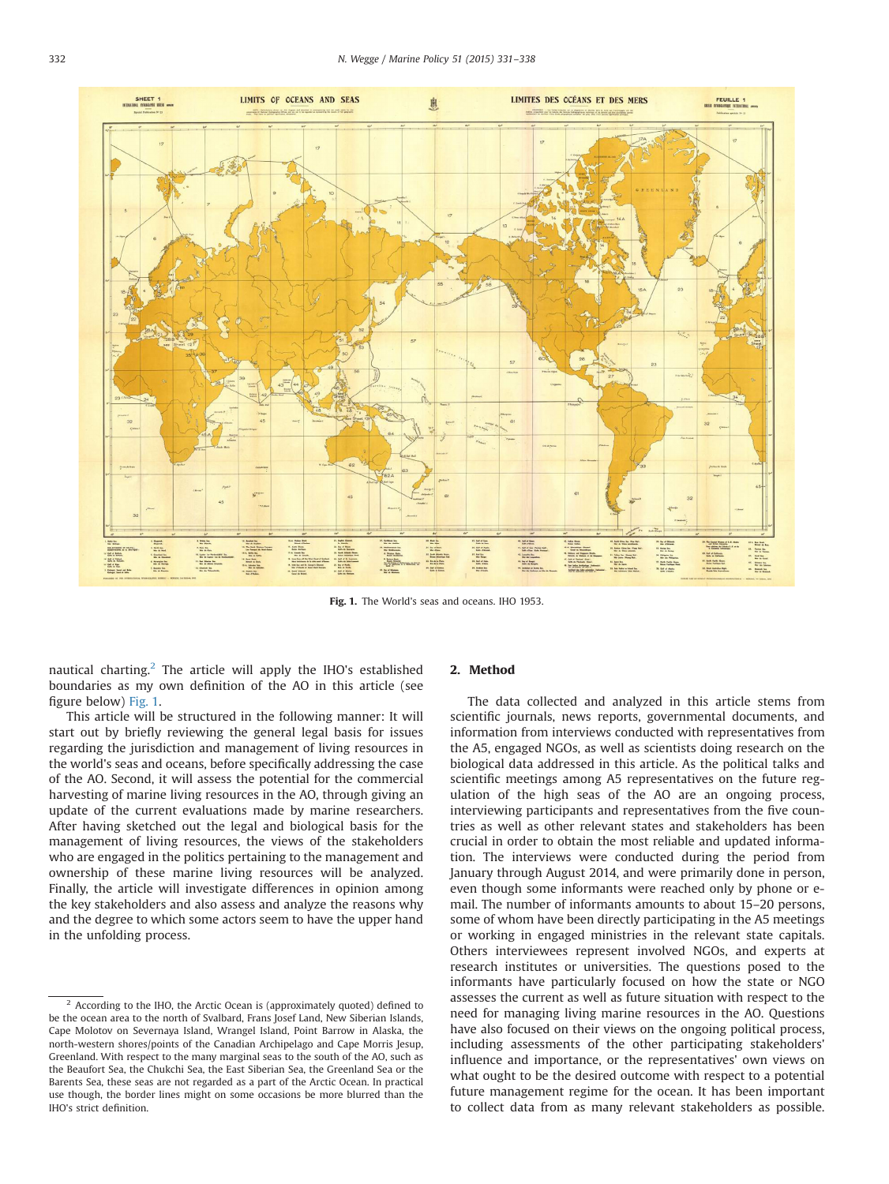Fig. 1. The World's seas and oceans. IHO 1953.

nautical charting.[2] The article will apply the IHO's established boundaries as my own definition of the AO in this article (see figure below) Fig. 1.

This article will be structured in the following manner: It will start out by briefly reviewing the general legal basis for issues regarding the jurisdiction and management of living resources in the world's seas and oceans, before specifically addressing the case of the AO. Second, it will assess the potential for the commercial harvesting of marine living resources in the AO, through giving an update of the current evaluations made by marine researchers. After having sketched out the legal and biological basis for the management of living resources, the views of the stakeholders who are engaged in the politics pertaining to the management and ownership of these marine living resources will be analyzed. Finally, the article will investigate differences in opinion among the key stakeholders and also assess and analyze the reasons why and the degree to which some actors seem to have the upper hand in the unfolding process.

## 2. Method

The data collected and analyzed in this article stems from scientific journals, news reports, governmental documents, and information from interviews conducted with representatives from the A5, engaged NGOs, as well as scientists doing research on the biological data addressed in this article. As the political talks and scientific meetings among A5 representatives on the future regulation of the high seas of the AO are an ongoing process, interviewing participants and representatives from the five countries as well as other relevant states and stakeholders has been crucial in order to obtain the most reliable and updated information. The interviews were conducted during the period from January through August 2014, and were primarily done in person, even though some informants were reached only by phone or e-mail. The number of informants amounts to about 15–20 persons, some of whom have been directly participating in the A5 meetings or working in engaged ministries in the relevant state capitals. Others interviewees represent involved NGOs, and experts at research institutes or universities. The questions posed to the informants have particularly focused on how the state or NGO assesses the current as well as future situation with respect to the need for managing living marine resources in the AO. Questions have also focused on their views on the ongoing political process, including assessments of the other participating stakeholders' influence and importance, or the representatives' own views on what ought to be the desired outcome with respect to a potential future management regime for the ocean. It has been important to collect data from as many relevant stakeholders as possible.

[2] According to the IHO, the Arctic Ocean is (approximately quoted) defined to be the ocean area to the north of Svalbard, Frans Josef Land, New Siberian Islands, Cape Molotov on Severnaya Island, Wrangel Island, Point Barrow in Alaska, the north-western shores/points of the Canadian Archipelago and Cape Morris Jesup, Greenland. With respect to the many marginal seas to the south of the AO, such as the Beaufort Sea, the Chukchi Sea, the East Siberian Sea, the Greenland Sea or the Barents Sea, these seas are not regarded as a part of the Arctic Ocean. In practical use though, the border lines might on some occasions be more blurred than the IHO's strict definition.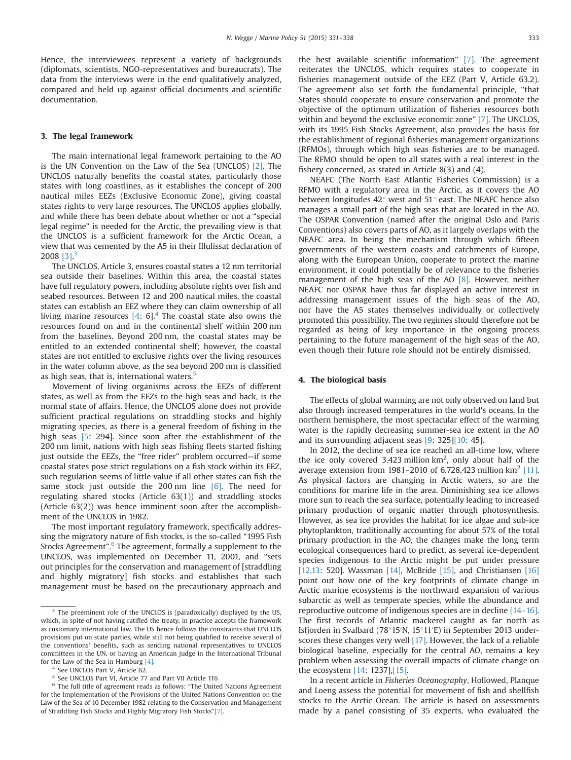Hence, the interviewees represent a variety of backgrounds (diplomats, scientists, NGO-representatives and bureaucrats). The data from the interviews were in the end qualitatively analyzed, compared and held up against official documents and scientific documentation.

## 3. The legal framework

The main international legal framework pertaining to the AO is the UN Convention on the Law of the Sea (UNCLOS) [2]. The UNCLOS naturally benefits the coastal states, particularly those states with long coastlines, as it establishes the concept of 200 nautical miles EEZs (Exclusive Economic Zone), giving coastal states rights to very large resources. The UNCLOS applies globally, and while there has been debate about whether or not a "special legal regime" is needed for the Arctic, the prevailing view is that the UNCLOS is a sufficient framework for the Arctic Ocean, a view that was cemented by the A5 in their Illulissat declaration of 2008 [3].[3]

The UNCLOS, Article 3, ensures coastal states a 12 nm territorial sea outside their baselines. Within this area, the coastal states have full regulatory powers, including absolute rights over fish and seabed resources. Between 12 and 200 nautical miles, the coastal states can establish an EEZ where they can claim ownership of all living marine resources [4: 6].[4] The coastal state also owns the resources found on and in the continental shelf within 200 nm from the baselines. Beyond 200 nm, the coastal states may be entitled to an extended continental shelf; however, the coastal states are not entitled to exclusive rights over the living resources in the water column above, as the sea beyond 200 nm is classified as high seas, that is, international waters.[5]

Movement of living organisms across the EEZs of different states, as well as from the EEZs to the high seas and back, is the normal state of affairs. Hence, the UNCLOS alone does not provide sufficient practical regulations on straddling stocks and highly migrating species, as there is a general freedom of fishing in the high seas [5: 294]. Since soon after the establishment of the 200 nm limit, nations with high seas fishing fleets started fishing just outside the EEZs, the "free rider" problem occurred—if some coastal states pose strict regulations on a fish stock within its EEZ, such regulation seems of little value if all other states can fish the same stock just outside the 200 nm line [6]. The need for regulating shared stocks (Article 63(1)) and straddling stocks (Article 63(2)) was hence imminent soon after the accomplishment of the UNCLOS in 1982.

The most important regulatory framework, specifically addressing the migratory nature of fish stocks, is the so-called "1995 Fish Stocks Agreement".[6] The agreement, formally a supplement to the UNCLOS, was implemented on December 11, 2001, and "sets out principles for the conservation and management of [straddling and highly migratory] fish stocks and establishes that such management must be based on the precautionary approach and the best available scientific information" [7]. The agreement reiterates the UNCLOS, which requires states to cooperate in fisheries management outside of the EEZ (Part V, Article 63.2). The agreement also set forth the fundamental principle, "that States should cooperate to ensure conservation and promote the objective of the optimum utilization of fisheries resources both within and beyond the exclusive economic zone" [7]. The UNCLOS, with its 1995 Fish Stocks Agreement, also provides the basis for the establishment of regional fisheries management organizations (RFMOs), through which high seas fisheries are to be managed. The RFMO should be open to all states with a real interest in the fishery concerned, as stated in Article 8(3) and (4).

NEAFC (The North East Atlantic Fisheries Commission) is a RFMO with a regulatory area in the Arctic, as it covers the AO between longitudes 42° west and 51° east. The NEAFC hence also manages a small part of the high seas that are located in the AO. The OSPAR Convention (named after the original Oslo and Paris Conventions) also covers parts of AO, as it largely overlaps with the NEAFC area. In being the mechanism through which fifteen governments of the western coasts and catchments of Europe, along with the European Union, cooperate to protect the marine environment, it could potentially be of relevance to the fisheries management of the high seas of the AO [8]. However, neither NEAFC nor OSPAR have thus far displayed an active interest in addressing management issues of the high seas of the AO, nor have the A5 states themselves individually or collectively promoted this possibility. The two regimes should therefore not be regarded as being of key importance in the ongoing process pertaining to the future management of the high seas of the AO, even though their future role should not be entirely dismissed.

## 4. The biological basis

The effects of global warming are not only observed on land but also through increased temperatures in the world's oceans. In the northern hemisphere, the most spectacular effect of the warming water is the rapidly decreasing summer-sea ice extent in the AO and its surrounding adjacent seas [9: 325][10: 45].

In 2012, the decline of sea ice reached an all-time low, where the ice only covered 3.423 million km$^2$, only about half of the average extension from 1981–2010 of 6.728,423 million km$^2$ [11]. As physical factors are changing in Arctic waters, so are the conditions for marine life in the area. Diminishing sea ice allows more sun to reach the sea surface, potentially leading to increased primary production of organic matter through photosynthesis. However, as sea ice provides the habitat for ice algae and sub-ice phytoplankton, traditionally accounting for about 57% of the total primary production in the AO, the changes make the long term ecological consequences hard to predict, as several ice-dependent species indigenous to the Arctic might be put under pressure [12,13: 520]. Wassman [14], McBride [15], and Christiansen [16] point out how one of the key footprints of climate change in Arctic marine ecosystems is the northward expansion of various subarctic as well as temperate species, while the abundance and reproductive outcome of indigenous species are in decline [14–16]. The first records of Atlantic mackerel caught as far north as Isfjorden in Svalbard (78°15′N, 15°11′E) in September 2013 underscores these changes very well [17]. However, the lack of a reliable biological baseline, especially for the central AO, remains a key problem when assessing the overall impacts of climate change on the ecosystem [14: 1237],[15].

In a recent article in *Fisheries Oceanography*, Hollowed, Planque and Loeng assess the potential for movement of fish and shellfish stocks to the Arctic Ocean. The article is based on assessments made by a panel consisting of 35 experts, who evaluated the

---

[3] The preeminent role of the UNCLOS is (paradoxically) displayed by the US, which, in spite of not having ratified the treaty, in practice accepts the framework as customary international law. The US hence follows the constraints that UNCLOS provisions put on state parties, while still not being qualified to receive several of the conventions' benefits, such as sending national representatives to UNCLOS committees in the UN, or having an American judge in the International Tribunal for the Law of the Sea in Hamburg [4].

[4] See UNCLOS Part V, Article 62.

[5] See UNCLOS Part VI, Article 77 and Part VII Article 116

[6] The full title of agreement reads as follows: "The United Nations Agreement for the Implementation of the Provisions of the United Nations Convention on the Law of the Sea of 10 December 1982 relating to the Conservation and Management of Straddling Fish Stocks and Highly Migratory Fish Stocks"[7].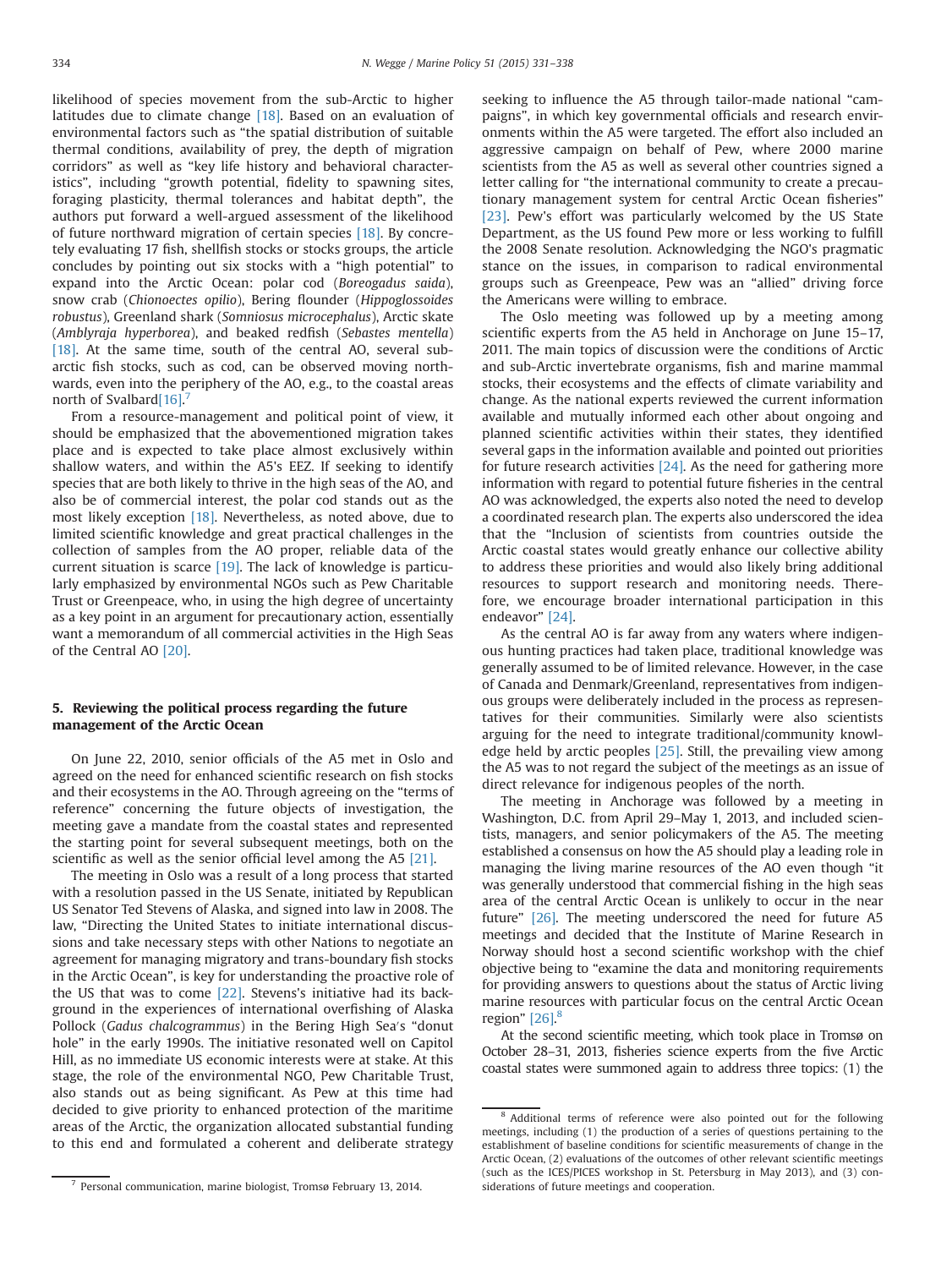likelihood of species movement from the sub-Arctic to higher latitudes due to climate change [18]. Based on an evaluation of environmental factors such as "the spatial distribution of suitable thermal conditions, availability of prey, the depth of migration corridors" as well as "key life history and behavioral characteristics", including "growth potential, fidelity to spawning sites, foraging plasticity, thermal tolerances and habitat depth", the authors put forward a well-argued assessment of the likelihood of future northward migration of certain species [18]. By concretely evaluating 17 fish, shellfish stocks or stocks groups, the article concludes by pointing out six stocks with a "high potential" to expand into the Arctic Ocean: polar cod (*Boreogadus saida*), snow crab (*Chionoectes opilio*), Bering flounder (*Hippoglossoides robustus*), Greenland shark (*Somniosus microcephalus*), Arctic skate (*Amblyraja hyperborea*), and beaked redfish (*Sebastes mentella*) [18]. At the same time, south of the central AO, several sub-arctic fish stocks, such as cod, can be observed moving northwards, even into the periphery of the AO, e.g., to the coastal areas north of Svalbard[16].[7]

From a resource-management and political point of view, it should be emphasized that the abovementioned migration takes place and is expected to take place almost exclusively within shallow waters, and within the A5's EEZ. If seeking to identify species that are both likely to thrive in the high seas of the AO, and also be of commercial interest, the polar cod stands out as the most likely exception [18]. Nevertheless, as noted above, due to limited scientific knowledge and great practical challenges in the collection of samples from the AO proper, reliable data of the current situation is scarce [19]. The lack of knowledge is particularly emphasized by environmental NGOs such as Pew Charitable Trust or Greenpeace, who, in using the high degree of uncertainty as a key point in an argument for precautionary action, essentially want a memorandum of all commercial activities in the High Seas of the Central AO [20].

## 5. Reviewing the political process regarding the future management of the Arctic Ocean

On June 22, 2010, senior officials of the A5 met in Oslo and agreed on the need for enhanced scientific research on fish stocks and their ecosystems in the AO. Through agreeing on the "terms of reference" concerning the future objects of investigation, the meeting gave a mandate from the coastal states and represented the starting point for several subsequent meetings, both on the scientific as well as the senior official level among the A5 [21].

The meeting in Oslo was a result of a long process that started with a resolution passed in the US Senate, initiated by Republican US Senator Ted Stevens of Alaska, and signed into law in 2008. The law, "Directing the United States to initiate international discussions and take necessary steps with other Nations to negotiate an agreement for managing migratory and trans-boundary fish stocks in the Arctic Ocean", is key for understanding the proactive role of the US that was to come [22]. Stevens's initiative had its background in the experiences of international overfishing of Alaska Pollock (*Gadus chalcogrammus*) in the Bering High Sea's "donut hole" in the early 1990s. The initiative resonated well on Capitol Hill, as no immediate US economic interests were at stake. At this stage, the role of the environmental NGO, Pew Charitable Trust, also stands out as being significant. As Pew at this time had decided to give priority to enhanced protection of the maritime areas of the Arctic, the organization allocated substantial funding to this end and formulated a coherent and deliberate strategy seeking to influence the A5 through tailor-made national "campaigns", in which key governmental officials and research environments within the A5 were targeted. The effort also included an aggressive campaign on behalf of Pew, where 2000 marine scientists from the A5 as well as several other countries signed a letter calling for "the international community to create a precautionary management system for central Arctic Ocean fisheries" [23]. Pew's effort was particularly welcomed by the US State Department, as the US found Pew more or less working to fulfill the 2008 Senate resolution. Acknowledging the NGO's pragmatic stance on the issues, in comparison to radical environmental groups such as Greenpeace, Pew was an "allied" driving force the Americans were willing to embrace.

The Oslo meeting was followed up by a meeting among scientific experts from the A5 held in Anchorage on June 15–17, 2011. The main topics of discussion were the conditions of Arctic and sub-Arctic invertebrate organisms, fish and marine mammal stocks, their ecosystems and the effects of climate variability and change. As the national experts reviewed the current information available and mutually informed each other about ongoing and planned scientific activities within their states, they identified several gaps in the information available and pointed out priorities for future research activities [24]. As the need for gathering more information with regard to potential future fisheries in the central AO was acknowledged, the experts also noted the need to develop a coordinated research plan. The experts also underscored the idea that the "Inclusion of scientists from countries outside the Arctic coastal states would greatly enhance our collective ability to address these priorities and would also likely bring additional resources to support research and monitoring needs. Therefore, we encourage broader international participation in this endeavor" [24].

As the central AO is far away from any waters where indigenous hunting practices had taken place, traditional knowledge was generally assumed to be of limited relevance. However, in the case of Canada and Denmark/Greenland, representatives from indigenous groups were deliberately included in the process as representatives for their communities. Similarly were also scientists arguing for the need to integrate traditional/community knowledge held by arctic peoples [25]. Still, the prevailing view among the A5 was to not regard the subject of the meetings as an issue of direct relevance for indigenous peoples of the north.

The meeting in Anchorage was followed by a meeting in Washington, D.C. from April 29–May 1, 2013, and included scientists, managers, and senior policymakers of the A5. The meeting established a consensus on how the A5 should play a leading role in managing the living marine resources of the AO even though "it was generally understood that commercial fishing in the high seas area of the central Arctic Ocean is unlikely to occur in the near future" [26]. The meeting underscored the need for future A5 meetings and decided that the Institute of Marine Research in Norway should host a second scientific workshop with the chief objective being to "examine the data and monitoring requirements for providing answers to questions about the status of Arctic living marine resources with particular focus on the central Arctic Ocean region" [26].[8]

At the second scientific meeting, which took place in Tromsø on October 28–31, 2013, fisheries science experts from the five Arctic coastal states were summoned again to address three topics: (1) the

[7] Personal communication, marine biologist, Tromsø February 13, 2014.

[8] Additional terms of reference were also pointed out for the following meetings, including (1) the production of a series of questions pertaining to the establishment of baseline conditions for scientific measurements of change in the Arctic Ocean, (2) evaluations of the outcomes of other relevant scientific meetings (such as the ICES/PICES workshop in St. Petersburg in May 2013), and (3) considerations of future meetings and cooperation.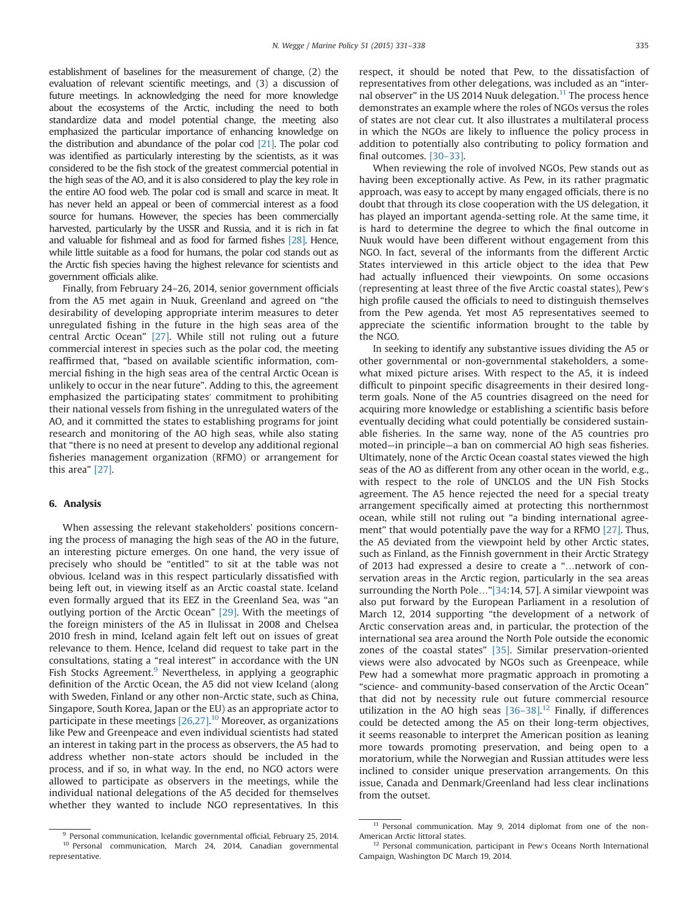establishment of baselines for the measurement of change, (2) the evaluation of relevant scientific meetings, and (3) a discussion of future meetings. In acknowledging the need for more knowledge about the ecosystems of the Arctic, including the need to both standardize data and model potential change, the meeting also emphasized the particular importance of enhancing knowledge on the distribution and abundance of the polar cod [21]. The polar cod was identified as particularly interesting by the scientists, as it was considered to be the fish stock of the greatest commercial potential in the high seas of the AO, and it is also considered to play the key role in the entire AO food web. The polar cod is small and scarce in meat. It has never held an appeal or been of commercial interest as a food source for humans. However, the species has been commercially harvested, particularly by the USSR and Russia, and it is rich in fat and valuable for fishmeal and as food for farmed fishes [28]. Hence, while little suitable as a food for humans, the polar cod stands out as the Arctic fish species having the highest relevance for scientists and government officials alike.

Finally, from February 24–26, 2014, senior government officials from the A5 met again in Nuuk, Greenland and agreed on "the desirability of developing appropriate interim measures to deter unregulated fishing in the future in the high seas area of the central Arctic Ocean" [27]. While still not ruling out a future commercial interest in species such as the polar cod, the meeting reaffirmed that, "based on available scientific information, commercial fishing in the high seas area of the central Arctic Ocean is unlikely to occur in the near future". Adding to this, the agreement emphasized the participating states' commitment to prohibiting their national vessels from fishing in the unregulated waters of the AO, and it committed the states to establishing programs for joint research and monitoring of the AO high seas, while also stating that "there is no need at present to develop any additional regional fisheries management organization (RFMO) or arrangement for this area" [27].

## 6. Analysis

When assessing the relevant stakeholders' positions concerning the process of managing the high seas of the AO in the future, an interesting picture emerges. On one hand, the very issue of precisely who should be "entitled" to sit at the table was not obvious. Iceland was in this respect particularly dissatisfied with being left out, in viewing itself as an Arctic coastal state. Iceland even formally argued that its EEZ in the Greenland Sea, was "an outlying portion of the Arctic Ocean" [29]. With the meetings of the foreign ministers of the A5 in Ilulissat in 2008 and Chelsea 2010 fresh in mind, Iceland again felt left out on issues of great relevance to them. Hence, Iceland did request to take part in the consultations, stating a "real interest" in accordance with the UN Fish Stocks Agreement.[9] Nevertheless, in applying a geographic definition of the Arctic Ocean, the A5 did not view Iceland (along with Sweden, Finland or any other non-Arctic state, such as China, Singapore, South Korea, Japan or the EU) as an appropriate actor to participate in these meetings [26,27].[10] Moreover, as organizations like Pew and Greenpeace and even individual scientists had stated an interest in taking part in the process as observers, the A5 had to address whether non-state actors should be included in the process, and if so, in what way. In the end, no NGO actors were allowed to participate as observers in the meetings, while the individual national delegations of the A5 decided for themselves whether they wanted to include NGO representatives. In this respect, it should be noted that Pew, to the dissatisfaction of representatives from other delegations, was included as an "internal observer" in the US 2014 Nuuk delegation.[11] The process hence demonstrates an example where the roles of NGOs versus the roles of states are not clear cut. It also illustrates a multilateral process in which the NGOs are likely to influence the policy process in addition to potentially also contributing to policy formation and final outcomes. [30–33].

When reviewing the role of involved NGOs, Pew stands out as having been exceptionally active. As Pew, in its rather pragmatic approach, was easy to accept by many engaged officials, there is no doubt that through its close cooperation with the US delegation, it has played an important agenda-setting role. At the same time, it is hard to determine the degree to which the final outcome in Nuuk would have been different without engagement from this NGO. In fact, several of the informants from the different Arctic States interviewed in this article object to the idea that Pew had actually influenced their viewpoints. On some occasions (representing at least three of the five Arctic coastal states), Pew's high profile caused the officials to need to distinguish themselves from the Pew agenda. Yet most A5 representatives seemed to appreciate the scientific information brought to the table by the NGO.

In seeking to identify any substantive issues dividing the A5 or other governmental or non-governmental stakeholders, a somewhat mixed picture arises. With respect to the A5, it is indeed difficult to pinpoint specific disagreements in their desired long-term goals. None of the A5 countries disagreed on the need for acquiring more knowledge or establishing a scientific basis before eventually deciding what could potentially be considered sustainable fisheries. In the same way, none of the A5 countries promoted—in principle—a ban on commercial AO high seas fisheries. Ultimately, none of the Arctic Ocean coastal states viewed the high seas of the AO as different from any other ocean in the world, e.g., with respect to the role of UNCLOS and the UN Fish Stocks agreement. The A5 hence rejected the need for a special treaty arrangement specifically aimed at protecting this northernmost ocean, while still not ruling out "a binding international agreement" that would potentially pave the way for a RFMO [27]. Thus, the A5 deviated from the viewpoint held by other Arctic states, such as Finland, as the Finnish government in their Arctic Strategy of 2013 had expressed a desire to create a "…network of conservation areas in the Arctic region, particularly in the sea areas surrounding the North Pole…"[34:14, 57]. A similar viewpoint was also put forward by the European Parliament in a resolution of March 12, 2014 supporting "the development of a network of Arctic conservation areas and, in particular, the protection of the international sea area around the North Pole outside the economic zones of the coastal states" [35]. Similar preservation-oriented views were also advocated by NGOs such as Greenpeace, while Pew had a somewhat more pragmatic approach in promoting a "science- and community-based conservation of the Arctic Ocean" that did not by necessity rule out future commercial resource utilization in the AO high seas [36–38].[12] Finally, if differences could be detected among the A5 on their long-term objectives, it seems reasonable to interpret the American position as leaning more towards promoting preservation, and being open to a moratorium, while the Norwegian and Russian attitudes were less inclined to consider unique preservation arrangements. On this issue, Canada and Denmark/Greenland had less clear inclinations from the outset.

[9] Personal communication, Icelandic governmental official, February 25, 2014.

[10] Personal communication, March 24, 2014, Canadian governmental representative.

[11] Personal communication. May 9, 2014 diplomat from one of the non-American Arctic littoral states.

[12] Personal communication, participant in Pew's Oceans North International Campaign, Washington DC March 19, 2014.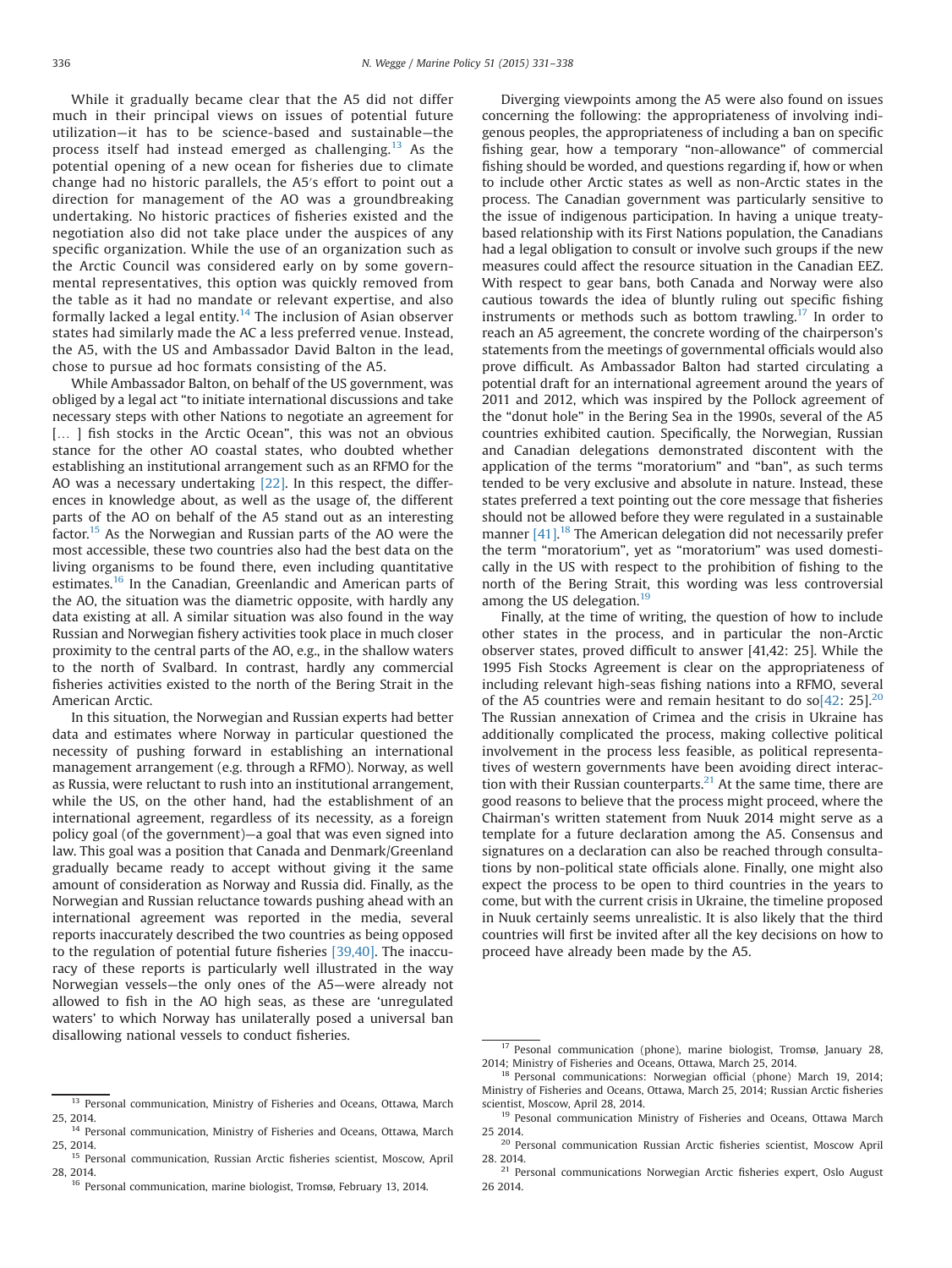While it gradually became clear that the A5 did not differ much in their principal views on issues of potential future utilization—it has to be science-based and sustainable—the process itself had instead emerged as challenging.[13] As the potential opening of a new ocean for fisheries due to climate change had no historic parallels, the A5's effort to point out a direction for management of the AO was a groundbreaking undertaking. No historic practices of fisheries existed and the negotiation also did not take place under the auspices of any specific organization. While the use of an organization such as the Arctic Council was considered early on by some governmental representatives, this option was quickly removed from the table as it had no mandate or relevant expertise, and also formally lacked a legal entity.[14] The inclusion of Asian observer states had similarly made the AC a less preferred venue. Instead, the A5, with the US and Ambassador David Balton in the lead, chose to pursue ad hoc formats consisting of the A5.

While Ambassador Balton, on behalf of the US government, was obliged by a legal act "to initiate international discussions and take necessary steps with other Nations to negotiate an agreement for [… ] fish stocks in the Arctic Ocean", this was not an obvious stance for the other AO coastal states, who doubted whether establishing an institutional arrangement such as an RFMO for the AO was a necessary undertaking [22]. In this respect, the differences in knowledge about, as well as the usage of, the different parts of the AO on behalf of the A5 stand out as an interesting factor.[15] As the Norwegian and Russian parts of the AO were the most accessible, these two countries also had the best data on the living organisms to be found there, even including quantitative estimates.[16] In the Canadian, Greenlandic and American parts of the AO, the situation was the diametric opposite, with hardly any data existing at all. A similar situation was also found in the way Russian and Norwegian fishery activities took place in much closer proximity to the central parts of the AO, e.g., in the shallow waters to the north of Svalbard. In contrast, hardly any commercial fisheries activities existed to the north of the Bering Strait in the American Arctic.

In this situation, the Norwegian and Russian experts had better data and estimates where Norway in particular questioned the necessity of pushing forward in establishing an international management arrangement (e.g. through a RFMO). Norway, as well as Russia, were reluctant to rush into an institutional arrangement, while the US, on the other hand, had the establishment of an international agreement, regardless of its necessity, as a foreign policy goal (of the government)—a goal that was even signed into law. This goal was a position that Canada and Denmark/Greenland gradually became ready to accept without giving it the same amount of consideration as Norway and Russia did. Finally, as the Norwegian and Russian reluctance towards pushing ahead with an international agreement was reported in the media, several reports inaccurately described the two countries as being opposed to the regulation of potential future fisheries [39,40]. The inaccuracy of these reports is particularly well illustrated in the way Norwegian vessels—the only ones of the A5—were already not allowed to fish in the AO high seas, as these are 'unregulated waters' to which Norway has unilaterally posed a universal ban disallowing national vessels to conduct fisheries.

Diverging viewpoints among the A5 were also found on issues concerning the following: the appropriateness of involving indigenous peoples, the appropriateness of including a ban on specific fishing gear, how a temporary "non-allowance" of commercial fishing should be worded, and questions regarding if, how or when to include other Arctic states as well as non-Arctic states in the process. The Canadian government was particularly sensitive to the issue of indigenous participation. In having a unique treaty-based relationship with its First Nations population, the Canadians had a legal obligation to consult or involve such groups if the new measures could affect the resource situation in the Canadian EEZ. With respect to gear bans, both Canada and Norway were also cautious towards the idea of bluntly ruling out specific fishing instruments or methods such as bottom trawling.[17] In order to reach an A5 agreement, the concrete wording of the chairperson's statements from the meetings of governmental officials would also prove difficult. As Ambassador Balton had started circulating a potential draft for an international agreement around the years of 2011 and 2012, which was inspired by the Pollock agreement of the "donut hole" in the Bering Sea in the 1990s, several of the A5 countries exhibited caution. Specifically, the Norwegian, Russian and Canadian delegations demonstrated discontent with the application of the terms "moratorium" and "ban", as such terms tended to be very exclusive and absolute in nature. Instead, these states preferred a text pointing out the core message that fisheries should not be allowed before they were regulated in a sustainable manner [41].[18] The American delegation did not necessarily prefer the term "moratorium", yet as "moratorium" was used domestically in the US with respect to the prohibition of fishing to the north of the Bering Strait, this wording was less controversial among the US delegation.[19]

Finally, at the time of writing, the question of how to include other states in the process, and in particular the non-Arctic observer states, proved difficult to answer [41,42: 25]. While the 1995 Fish Stocks Agreement is clear on the appropriateness of including relevant high-seas fishing nations into a RFMO, several of the A5 countries were and remain hesitant to do so[42: 25].[20] The Russian annexation of Crimea and the crisis in Ukraine has additionally complicated the process, making collective political involvement in the process less feasible, as political representatives of western governments have been avoiding direct interaction with their Russian counterparts.[21] At the same time, there are good reasons to believe that the process might proceed, where the Chairman's written statement from Nuuk 2014 might serve as a template for a future declaration among the A5. Consensus and signatures on a declaration can also be reached through consultations by non-political state officials alone. Finally, one might also expect the process to be open to third countries in the years to come, but with the current crisis in Ukraine, the timeline proposed in Nuuk certainly seems unrealistic. It is also likely that the third countries will first be invited after all the key decisions on how to proceed have already been made by the A5.

---

[13] Personal communication, Ministry of Fisheries and Oceans, Ottawa, March 25, 2014.

[14] Personal communication, Ministry of Fisheries and Oceans, Ottawa, March 25, 2014.

[15] Personal communication, Russian Arctic fisheries scientist, Moscow, April 28, 2014.

[16] Personal communication, marine biologist, Tromsø, February 13, 2014.

[17] Pesonal communication (phone), marine biologist, Tromsø, January 28, 2014; Ministry of Fisheries and Oceans, Ottawa, March 25, 2014.

[18] Personal communications: Norwegian official (phone) March 19, 2014; Ministry of Fisheries and Oceans, Ottawa, March 25, 2014; Russian Arctic fisheries scientist, Moscow, April 28, 2014.

[19] Pesonal communication Ministry of Fisheries and Oceans, Ottawa March 25 2014.

[20] Personal communication Russian Arctic fisheries scientist, Moscow April 28. 2014.

[21] Personal communications Norwegian Arctic fisheries expert, Oslo August 26 2014.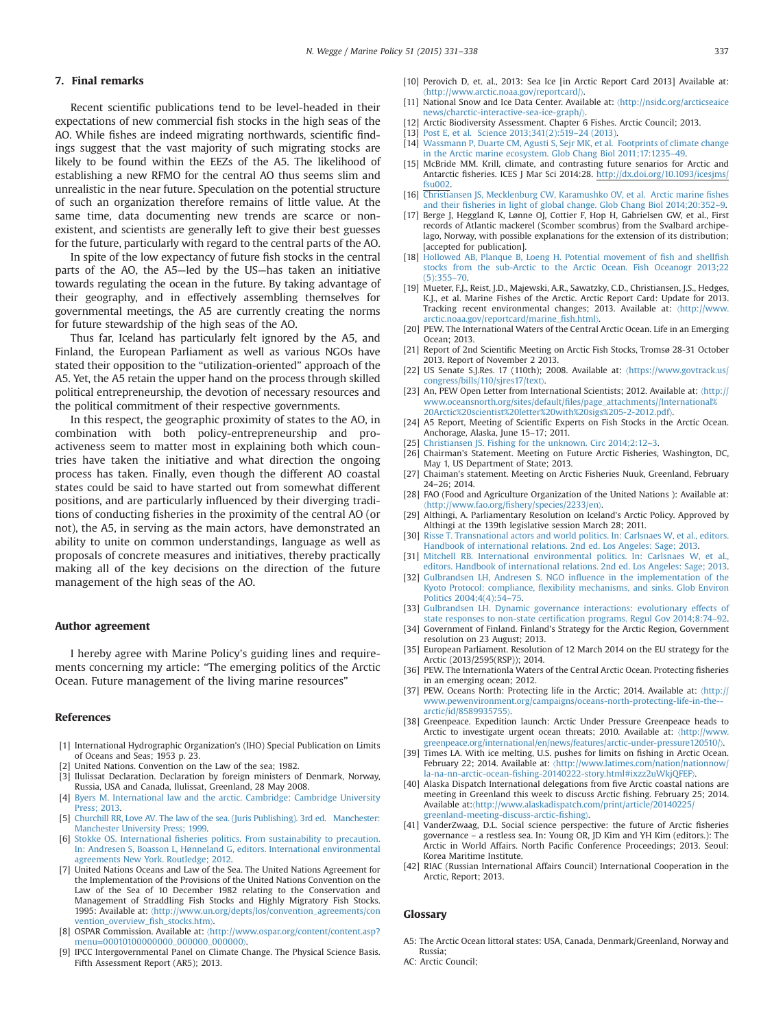## 7. Final remarks

Recent scientific publications tend to be level-headed in their expectations of new commercial fish stocks in the high seas of the AO. While fishes are indeed migrating northwards, scientific findings suggest that the vast majority of such migrating stocks are likely to be found within the EEZs of the A5. The likelihood of establishing a new RFMO for the central AO thus seems slim and unrealistic in the near future. Speculation on the potential structure of such an organization therefore remains of little value. At the same time, data documenting new trends are scarce or non-existent, and scientists are generally left to give their best guesses for the future, particularly with regard to the central parts of the AO.

In spite of the low expectancy of future fish stocks in the central parts of the AO, the A5—led by the US—has taken an initiative towards regulating the ocean in the future. By taking advantage of their geography, and in effectively assembling themselves for governmental meetings, the A5 are currently creating the norms for future stewardship of the high seas of the AO.

Thus far, Iceland has particularly felt ignored by the A5, and Finland, the European Parliament as well as various NGOs have stated their opposition to the "utilization-oriented" approach of the A5. Yet, the A5 retain the upper hand on the process through skilled political entrepreneurship, the devotion of necessary resources and the political commitment of their respective governments.

In this respect, the geographic proximity of states to the AO, in combination with both policy-entrepreneurship and pro-activeness seem to matter most in explaining both which countries have taken the initiative and what direction the ongoing process has taken. Finally, even though the different AO coastal states could be said to have started out from somewhat different positions, and are particularly influenced by their diverging traditions of conducting fisheries in the proximity of the central AO (or not), the A5, in serving as the main actors, have demonstrated an ability to unite on common understandings, language as well as proposals of concrete measures and initiatives, thereby practically making all of the key decisions on the direction of the future management of the high seas of the AO.

### Author agreement

I hereby agree with Marine Policy's guiding lines and requirements concerning my article: "The emerging politics of the Arctic Ocean. Future management of the living marine resources"

### References

[1] International Hydrographic Organization's (IHO) Special Publication on Limits of Oceans and Seas; 1953 p. 23.

[2] United Nations. Convention on the Law of the sea; 1982.

[3] Ilulissat Declaration. Declaration by foreign ministers of Denmark, Norway, Russia, USA and Canada, Ilulissat, Greenland, 28 May 2008.

[4] Byers M. International law and the arctic. Cambridge: Cambridge University Press; 2013.

[5] Churchill RR, Love AV. The law of the sea. (Juris Publishing). 3rd ed. Manchester: Manchester University Press; 1999.

[6] Stokke OS. International fisheries politics. From sustainability to precaution. In: Andresen S, Boasson L, Hønneland G, editors. International environmental agreements New York. Routledge; 2012.

[7] United Nations Oceans and Law of the Sea. The United Nations Agreement for the Implementation of the Provisions of the United Nations Convention on the Law of the Sea of 10 December 1982 relating to the Conservation and Management of Straddling Fish Stocks and Highly Migratory Fish Stocks. 1995: Available at: 〈http://www.un.org/depts/los/convention_agreements/convention_overview_fish_stocks.htm〉.

[8] OSPAR Commission. Available at: 〈http://www.ospar.org/content/content.asp?menu=00010100000000_000000_000000〉.

[9] IPCC Intergovernmental Panel on Climate Change. The Physical Science Basis. Fifth Assessment Report (AR5); 2013.

[10] Perovich D, et. al., 2013: Sea Ice [in Arctic Report Card 2013] Available at: 〈http://www.arctic.noaa.gov/reportcard/〉.

[11] National Snow and Ice Data Center. Available at: 〈http://nsidc.org/arcticseaicenews/charctic-interactive-sea-ice-graph/〉.

[12] Arctic Biodiversity Assessment. Chapter 6 Fishes. Arctic Council; 2013.

[13] Post E, et al. Science 2013;341(2):519–24 (2013).

[14] Wassmann P, Duarte CM, Agusti S, Sejr MK, et al. Footprints of climate change in the Arctic marine ecosystem. Glob Chang Biol 2011;17:1235–49.

[15] McBride MM. Krill, climate, and contrasting future senarios for Arctic and Antarctic fisheries. ICES J Mar Sci 2014:28. http://dx.doi.org/10.1093/icesjms/fsu002.

[16] Christiansen JS, Mecklenburg CW, Karamushko OV, et al. Arctic marine fishes and their fisheries in light of global change. Glob Chang Biol 2014;20:352–9.

[17] Berge J, Heggland K, Lønne OJ, Cottier F, Hop H, Gabrielsen GW, et al., First records of Atlantic mackerel (Scomber scombrus) from the Svalbard archipelago, Norway, with possible explanations for the extension of its distribution; [accepted for publication].

[18] Hollowed AB, Planque B, Loeng H. Potential movement of fish and shellfish stocks from the sub-Arctic to the Arctic Ocean. Fish Oceanogr 2013;22(5):355–70.

[19] Mueter, F.J., Reist, J.D., Majewski, A.R., Sawatzky, C.D., Christiansen, J.S., Hedges, K.J., et al. Marine Fishes of the Arctic. Arctic Report Card: Update for 2013. Tracking recent environmental changes; 2013. Available at: 〈http://www.arctic.noaa.gov/reportcard/marine_fish.html〉.

[20] PEW. The International Waters of the Central Arctic Ocean. Life in an Emerging Ocean; 2013.

[21] Report of 2nd Scientific Meeting on Arctic Fish Stocks, Tromsø 28-31 October 2013. Report of November 2 2013.

[22] US Senate S.J.Res. 17 (110th); 2008. Available at: 〈https://www.govtrack.us/congress/bills/110/sjres17/text〉.

[23] An, PEW Open Letter from International Scientists; 2012. Available at: 〈http://www.oceansnorth.org/sites/default/files/page_attachments//International%20Arctic%20scientist%20letter%20with%20sigs%205-2-2012.pdf〉.

[24] A5 Report, Meeting of Scientific Experts on Fish Stocks in the Arctic Ocean. Anchorage, Alaska, June 15–17; 2011.

[25] Christiansen JS. Fishing for the unknown. Circ 2014;2:12–3.

[26] Chairman's Statement. Meeting on Future Arctic Fisheries, Washington, DC, May 1, US Department of State; 2013.

[27] Chaiman's statement. Meeting on Arctic Fisheries Nuuk, Greenland, February 24–26; 2014.

[28] FAO (Food and Agriculture Organization of the United Nations ): Available at: 〈http://www.fao.org/fishery/species/2233/en〉.

[29] Althingi, A. Parliamentary Resolution on Iceland's Arctic Policy. Approved by Althingi at the 139th legislative session March 28; 2011.

[30] Risse T. Transnational actors and world politics. In: Carlsnaes W, et al., editors. Handbook of international relations. 2nd ed. Los Angeles: Sage; 2013.

[31] Mitchell RB. International environmental politics. In: Carlsnaes W, et al., editors. Handbook of international relations. 2nd ed. Los Angeles: Sage; 2013.

[32] Gulbrandsen LH, Andresen S. NGO influence in the implementation of the Kyoto Protocol: compliance, flexibility mechanisms, and sinks. Glob Environ Politics 2004;4(4):54–75.

[33] Gulbrandsen LH. Dynamic governance interactions: evolutionary effects of state responses to non-state certification programs. Regul Gov 2014;8:74–92.

[34] Government of Finland. Finland's Strategy for the Arctic Region, Government resolution on 23 August; 2013.

[35] European Parliament. Resolution of 12 March 2014 on the EU strategy for the Arctic (2013/2595(RSP)); 2014.

[36] PEW. The Internationla Waters of the Central Arctic Ocean. Protecting fisheries in an emerging ocean; 2012.

[37] PEW. Oceans North: Protecting life in the Arctic; 2014. Available at: 〈http://www.pewenvironment.org/campaigns/oceans-north-protecting-life-in-the--arctic/id/8589935755〉.

[38] Greenpeace. Expedition launch: Arctic Under Pressure Greenpeace heads to Arctic to investigate urgent ocean threats; 2010. Available at: 〈http://www.greenpeace.org/international/en/news/features/arctic-under-pressure120510/〉.

[39] Times LA. With ice melting, U.S. pushes for limits on fishing in Arctic Ocean. February 22; 2014. Available at: 〈http://www.latimes.com/nation/nationnow/la-na-nn-arctic-ocean-fishing-20140222-story.html#ixzz2uWkjQFEF〉.

[40] Alaska Dispatch International delegations from five Arctic coastal nations are meeting in Greenland this week to discuss Arctic fishing. February 25; 2014. Available at:〈http://www.alaskadispatch.com/print/article/20140225/greenland-meeting-discuss-arctic-fishing〉.

[41] VanderZwaag, D.L. Social science perspective: the future of Arctic fisheries governance – a restless sea. In: Young OR, JD Kim and YH Kim (editors.): The Arctic in World Affairs. North Pacific Conference Proceedings; 2013. Seoul: Korea Maritime Institute.

[42] RIAC (Russian International Affairs Council) International Cooperation in the Arctic, Report; 2013.

## Glossary

A5: The Arctic Ocean littoral states: USA, Canada, Denmark/Greenland, Norway and Russia;

AC: Arctic Council;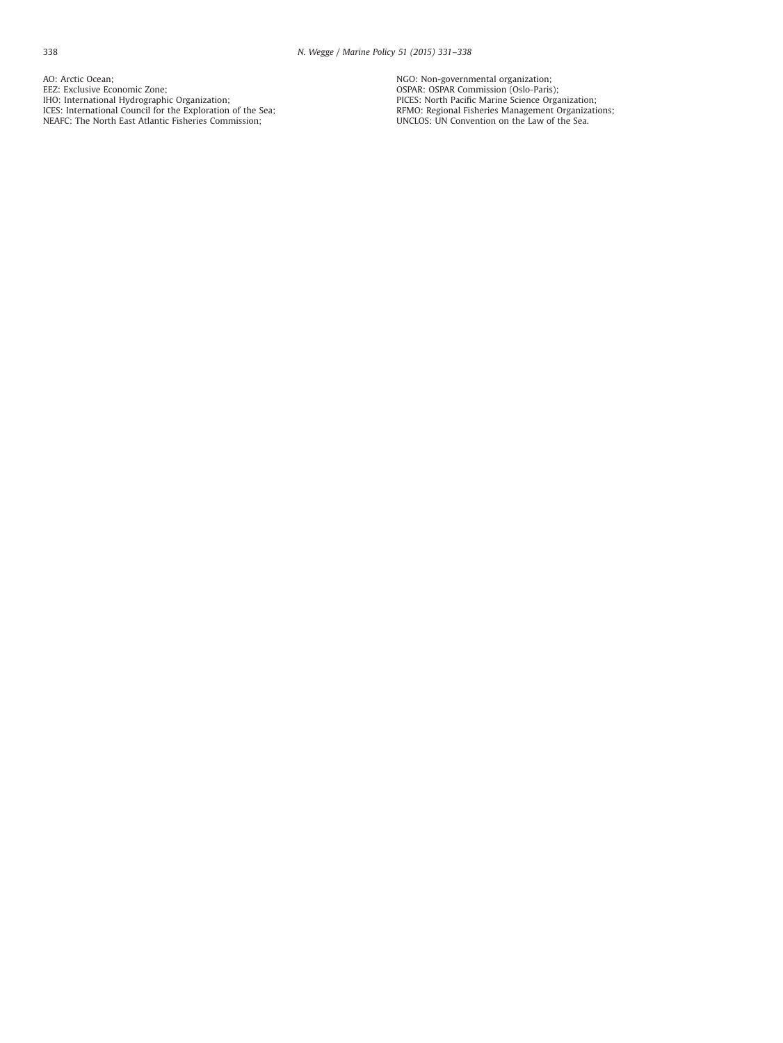AO: Arctic Ocean;
EEZ: Exclusive Economic Zone;
IHO: International Hydrographic Organization;
ICES: International Council for the Exploration of the Sea;
NEAFC: The North East Atlantic Fisheries Commission;
NGO: Non-governmental organization;
OSPAR: OSPAR Commission (Oslo-Paris);
PICES: North Pacific Marine Science Organization;
RFMO: Regional Fisheries Management Organizations;
UNCLOS: UN Convention on the Law of the Sea.